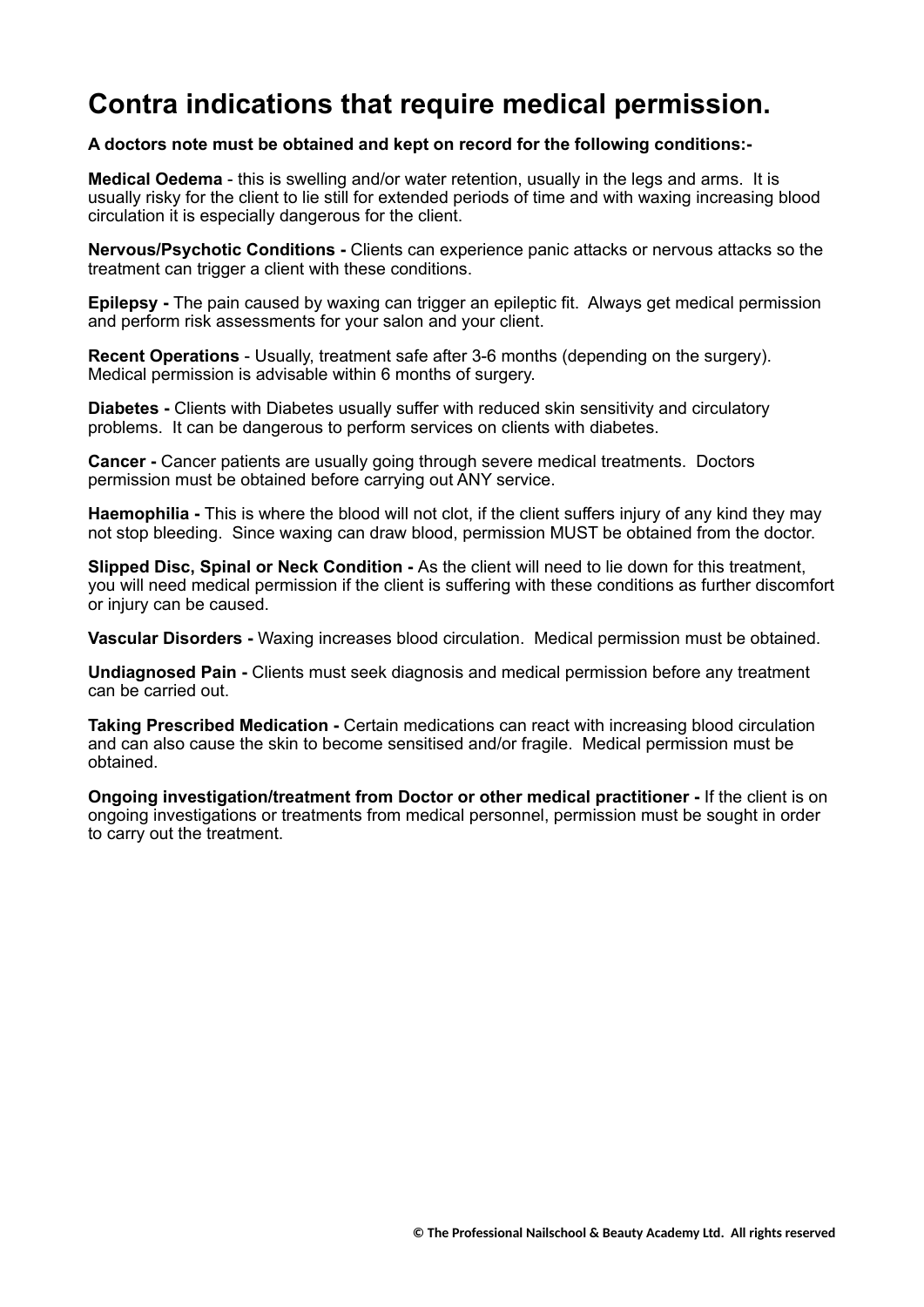# Contra indications that require medical permission.

**A doctors note must be obtained and kept on record for the following conditions:-**

**Medical Oedema** - this is swelling and/or water retention, usually in the legs and arms. It is usually risky for the client to lie still for extended periods of time and with waxing increasing blood circulation it is especially dangerous for the client.

**Nervous/Psychotic Conditions -** Clients can experience panic attacks or nervous attacks so the treatment can trigger a client with these conditions.

**Epilepsy -** The pain caused by waxing can trigger an epileptic fit. Always get medical permission and perform risk assessments for your salon and your client.

**Recent Operations** - Usually, treatment safe after 3-6 months (depending on the surgery). Medical permission is advisable within 6 months of surgery.

**Diabetes -** Clients with Diabetes usually suffer with reduced skin sensitivity and circulatory problems. It can be dangerous to perform services on clients with diabetes.

**Cancer -** Cancer patients are usually going through severe medical treatments. Doctors permission must be obtained before carrying out ANY service.

**Haemophilia -** This is where the blood will not clot, if the client suffers injury of any kind they may not stop bleeding. Since waxing can draw blood, permission MUST be obtained from the doctor.

**Slipped Disc, Spinal or Neck Condition -** As the client will need to lie down for this treatment, you will need medical permission if the client is suffering with these conditions as further discomfort or injury can be caused.

**Vascular Disorders -** Waxing increases blood circulation. Medical permission must be obtained.

**Undiagnosed Pain -** Clients must seek diagnosis and medical permission before any treatment can be carried out.

**Taking Prescribed Medication -** Certain medications can react with increasing blood circulation and can also cause the skin to become sensitised and/or fragile. Medical permission must be obtained.

**Ongoing investigation/treatment from Doctor or other medical practitioner -** If the client is on ongoing investigations or treatments from medical personnel, permission must be sought in order to carry out the treatment.

**© The Professional Nailschool & Beauty Academy Ltd. All rights reserved**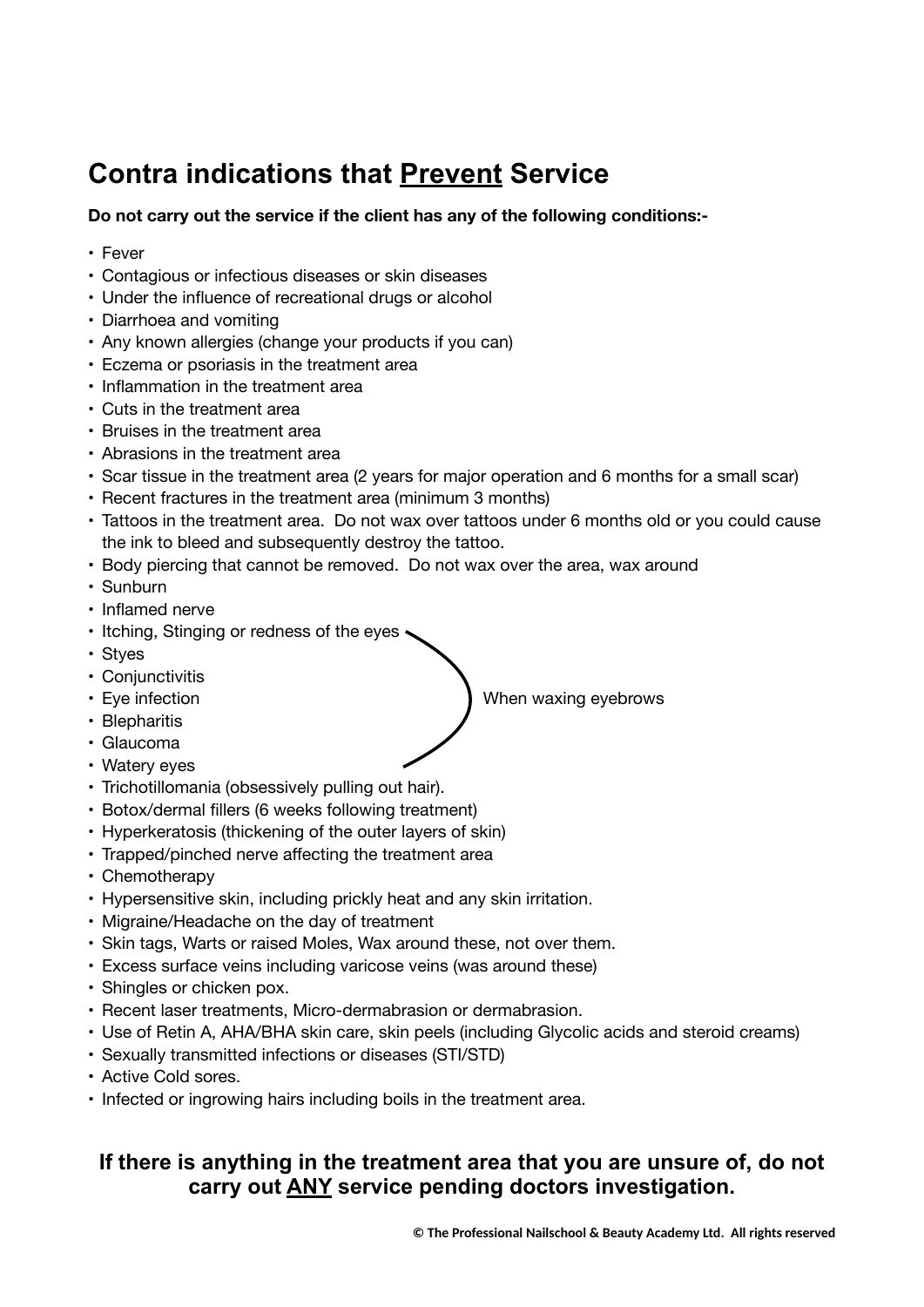## Contra indications that <u>Prevent</u> Service

**Do not carry out the service if the client has any of the following conditions:-**

- Fever
- Contagious or infectious diseases or skin diseases
- Under the influence of recreational drugs or alcohol
- Diarrhoea and vomiting
- Any known allergies (change your products if you can)
- Eczema or psoriasis in the treatment area
- Inflammation in the treatment area
- Cuts in the treatment area
- Bruises in the treatment area
- Abrasions in the treatment area
- Scar tissue in the treatment area (2 years for major operation and 6 months for a small scar)
- Recent fractures in the treatment area (minimum 3 months)
- Tattoos in the treatment area. Do not wax over tattoos under 6 months old or you could cause the ink to bleed and subsequently destroy the tattoo.
- Body piercing that cannot be removed. Do not wax over the area, wax around
- Sunburn
- Inflamed nerve
- When waxing eyebrows:
  - Itching, Stinging or redness of the eyes
  - Styes
  - Conjunctivitis
  - Eye infection
  - Blepharitis
  - Glaucoma
  - Watery eyes
- Trichotillomania (obsessively pulling out hair).
- Botox/dermal fillers (6 weeks following treatment)
- Hyperkeratosis (thickening of the outer layers of skin)
- Trapped/pinched nerve affecting the treatment area
- Chemotherapy
- Hypersensitive skin, including prickly heat and any skin irritation.
- Migraine/Headache on the day of treatment
- Skin tags, Warts or raised Moles, Wax around these, not over them.
- Excess surface veins including varicose veins (was around these)
- Shingles or chicken pox.
- Recent laser treatments, Micro-dermabrasion or dermabrasion.
- Use of Retin A, AHA/BHA skin care, skin peels (including Glycolic acids and steroid creams)
- Sexually transmitted infections or diseases (STI/STD)
- Active Cold sores.
- Infected or ingrowing hairs including boils in the treatment area.

**If there is anything in the treatment area that you are unsure of, do not carry out <u>ANY</u> service pending doctors investigation.**

**© The Professional Nailschool & Beauty Academy Ltd. All rights reserved**